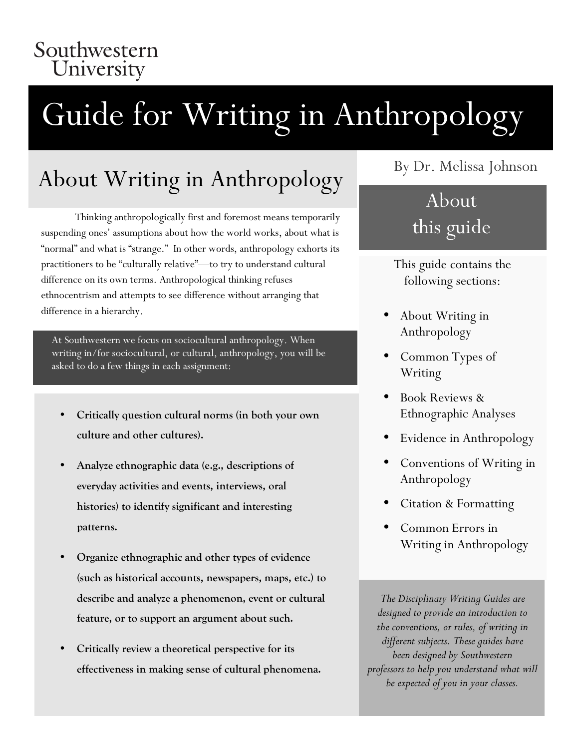Southwestern University

# Guide for Writing in Anthropology

## About Writing in Anthropology

Thinking anthropologically first and foremost means temporarily suspending ones' assumptions about how the world works, about what is "normal" and what is "strange." In other words, anthropology exhorts its practitioners to be "culturally relative"—to try to understand cultural difference on its own terms. Anthropological thinking refuses ethnocentrism and attempts to see difference without arranging that difference in a hierarchy.

At Southwestern we focus on sociocultural anthropology. When writing in/for sociocultural, or cultural, anthropology, you will be asked to do a few things in each assignment:

- **Critically question cultural norms (in both your own culture and other cultures).**
- **Analyze ethnographic data (e.g., descriptions of everyday activities and events, interviews, oral histories) to identify significant and interesting patterns.**
- **Organize ethnographic and other types of evidence (such as historical accounts, newspapers, maps, etc.) to describe and analyze a phenomenon, event or cultural feature, or to support an argument about such.**
- **Critically review a theoretical perspective for its effectiveness in making sense of cultural phenomena.**

By Dr. Melissa Johnson

## About this guide

This guide contains the following sections:

- About Writing in Anthropology
- Common Types of Writing
- Book Reviews & Ethnographic Analyses
- Evidence in Anthropology
- Conventions of Writing in Anthropology
- Citation & Formatting
- Common Errors in Writing in Anthropology

*The Disciplinary Writing Guides are designed to provide an introduction to the conventions, or rules, of writing in different subjects. These guides have been designed by Southwestern professors to help you understand what will be expected of you in your classes.*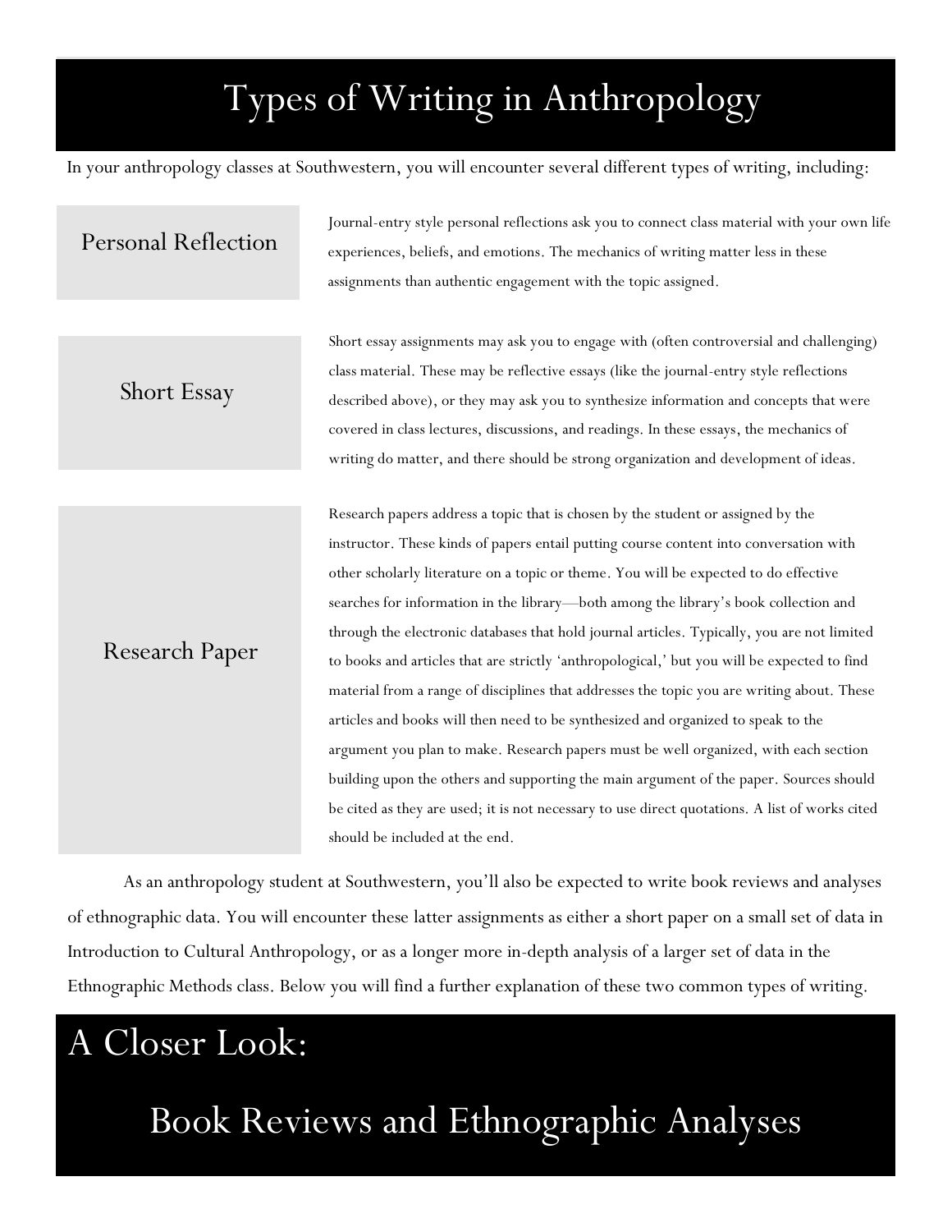# Types of Writing in Anthropology

In your anthropology classes at Southwestern, you will encounter several different types of writing, including:

### Personal Reflection

Journal-entry style personal reflections ask you to connect class material with your own life experiences, beliefs, and emotions. The mechanics of writing matter less in these assignments than authentic engagement with the topic assigned.

### Short Essay

Short essay assignments may ask you to engage with (often controversial and challenging) class material. These may be reflective essays (like the journal-entry style reflections described above), or they may ask you to synthesize information and concepts that were covered in class lectures, discussions, and readings. In these essays, the mechanics of writing do matter, and there should be strong organization and development of ideas.

### Research Paper

Research papers address a topic that is chosen by the student or assigned by the instructor. These kinds of papers entail putting course content into conversation with other scholarly literature on a topic or theme. You will be expected to do effective searches for information in the library—both among the library's book collection and through the electronic databases that hold journal articles. Typically, you are not limited to books and articles that are strictly 'anthropological,' but you will be expected to find material from a range of disciplines that addresses the topic you are writing about. These articles and books will then need to be synthesized and organized to speak to the argument you plan to make. Research papers must be well organized, with each section building upon the others and supporting the main argument of the paper. Sources should be cited as they are used; it is not necessary to use direct quotations. A list of works cited should be included at the end.

As an anthropology student at Southwestern, you'll also be expected to write book reviews and analyses of ethnographic data. You will encounter these latter assignments as either a short paper on a small set of data in Introduction to Cultural Anthropology, or as a longer more in-depth analysis of a larger set of data in the Ethnographic Methods class. Below you will find a further explanation of these two common types of writing.

# A Closer Look:

# Book Reviews and Ethnographic Analyses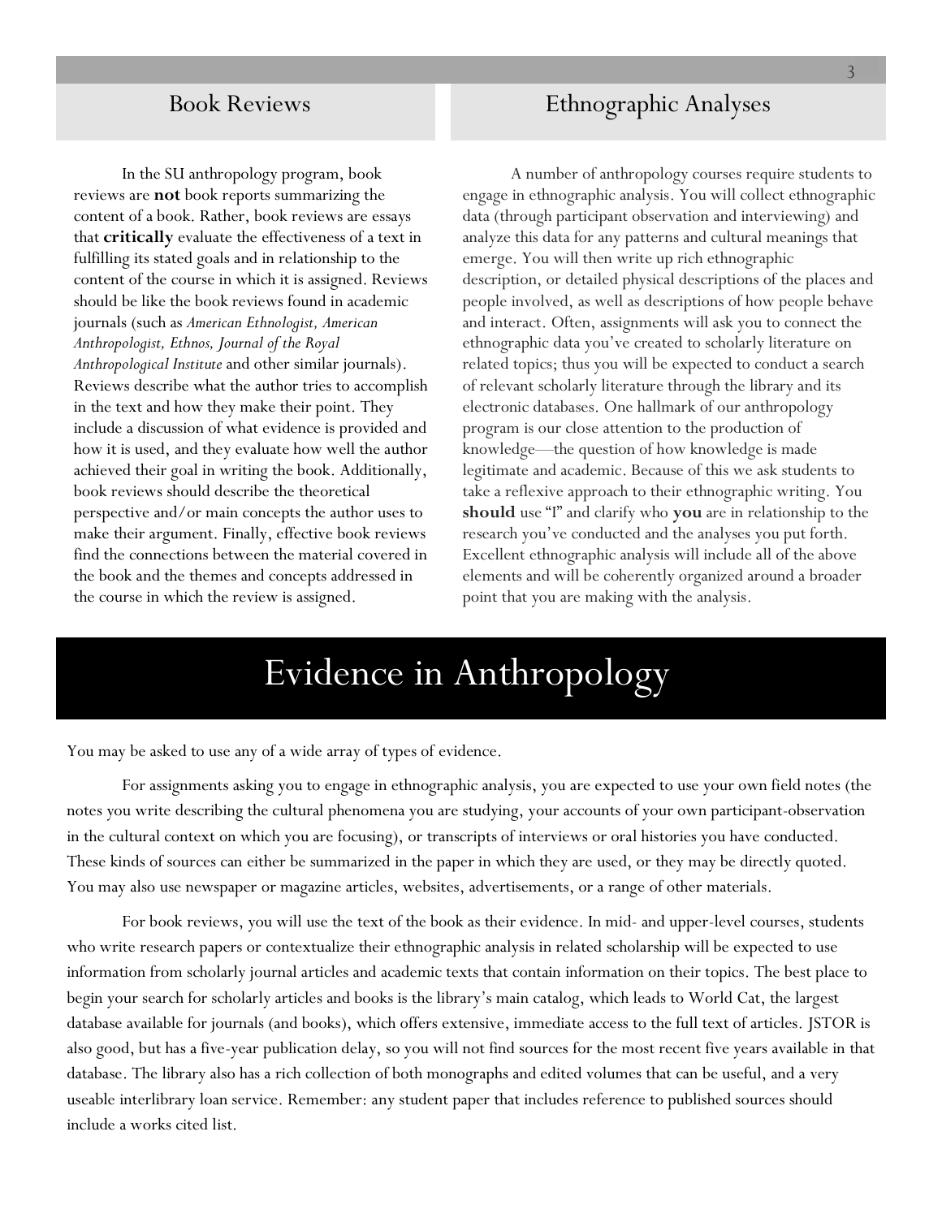## Book Reviews

In the SU anthropology program, book reviews are **not** book reports summarizing the content of a book. Rather, book reviews are essays that **critically** evaluate the effectiveness of a text in fulfilling its stated goals and in relationship to the content of the course in which it is assigned. Reviews should be like the book reviews found in academic journals (such as *American Ethnologist, American Anthropologist, Ethnos, Journal of the Royal Anthropological Institute* and other similar journals). Reviews describe what the author tries to accomplish in the text and how they make their point. They include a discussion of what evidence is provided and how it is used, and they evaluate how well the author achieved their goal in writing the book. Additionally, book reviews should describe the theoretical perspective and/or main concepts the author uses to make their argument. Finally, effective book reviews find the connections between the material covered in the book and the themes and concepts addressed in the course in which the review is assigned.

## Ethnographic Analyses

A number of anthropology courses require students to engage in ethnographic analysis. You will collect ethnographic data (through participant observation and interviewing) and analyze this data for any patterns and cultural meanings that emerge. You will then write up rich ethnographic description, or detailed physical descriptions of the places and people involved, as well as descriptions of how people behave and interact. Often, assignments will ask you to connect the ethnographic data you've created to scholarly literature on related topics; thus you will be expected to conduct a search of relevant scholarly literature through the library and its electronic databases. One hallmark of our anthropology program is our close attention to the production of knowledge—the question of how knowledge is made legitimate and academic. Because of this we ask students to take a reflexive approach to their ethnographic writing. You **should** use "I" and clarify who **you** are in relationship to the research you've conducted and the analyses you put forth. Excellent ethnographic analysis will include all of the above elements and will be coherently organized around a broader point that you are making with the analysis.

# Evidence in Anthropology

You may be asked to use any of a wide array of types of evidence.

For assignments asking you to engage in ethnographic analysis, you are expected to use your own field notes (the notes you write describing the cultural phenomena you are studying, your accounts of your own participant-observation in the cultural context on which you are focusing), or transcripts of interviews or oral histories you have conducted. These kinds of sources can either be summarized in the paper in which they are used, or they may be directly quoted. You may also use newspaper or magazine articles, websites, advertisements, or a range of other materials.

For book reviews, you will use the text of the book as their evidence. In mid- and upper-level courses, students who write research papers or contextualize their ethnographic analysis in related scholarship will be expected to use information from scholarly journal articles and academic texts that contain information on their topics. The best place to begin your search for scholarly articles and books is the library's main catalog, which leads to World Cat, the largest database available for journals (and books), which offers extensive, immediate access to the full text of articles. JSTOR is also good, but has a five-year publication delay, so you will not find sources for the most recent five years available in that database. The library also has a rich collection of both monographs and edited volumes that can be useful, and a very useable interlibrary loan service. Remember: any student paper that includes reference to published sources should include a works cited list.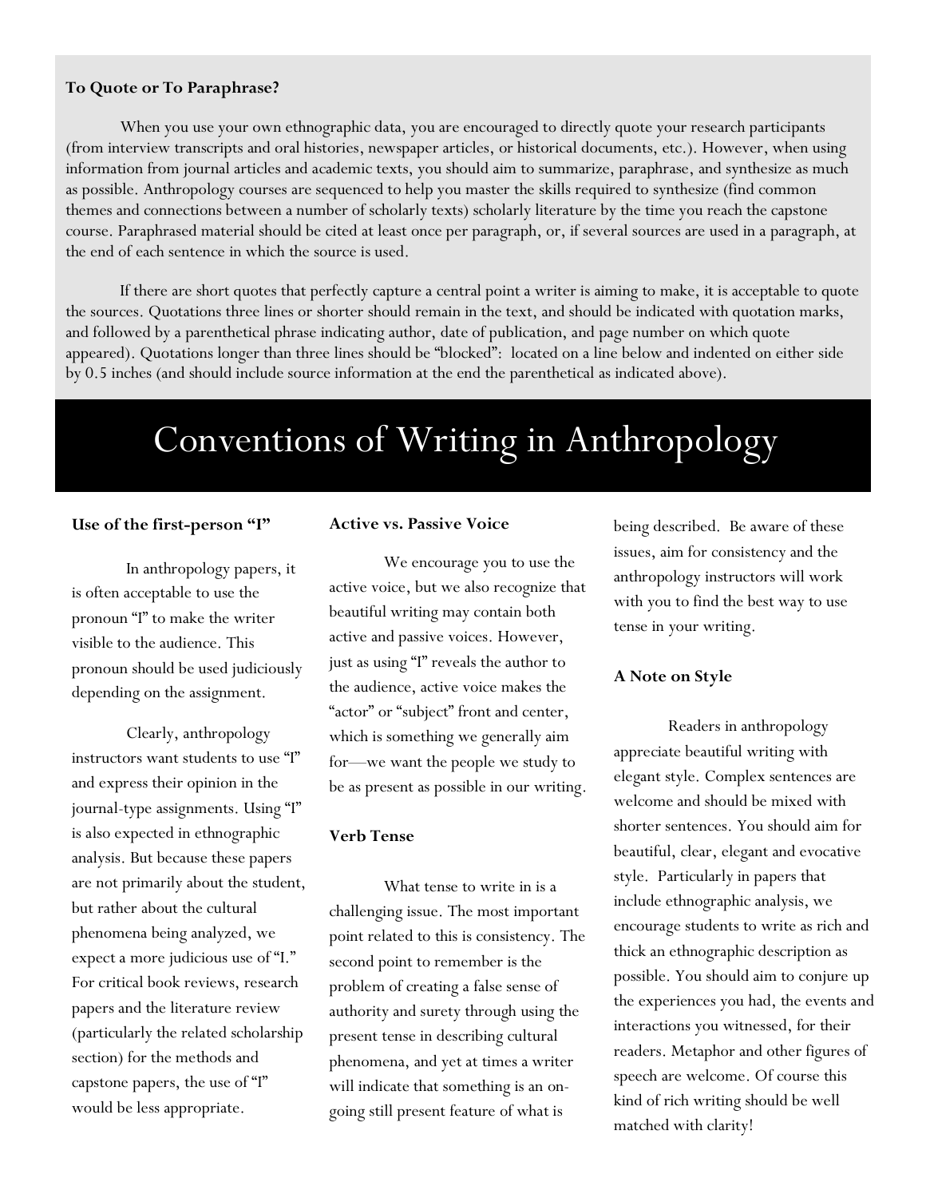**To Quote or To Paraphrase?**

When you use your own ethnographic data, you are encouraged to directly quote your research participants (from interview transcripts and oral histories, newspaper articles, or historical documents, etc.). However, when using information from journal articles and academic texts, you should aim to summarize, paraphrase, and synthesize as much as possible. Anthropology courses are sequenced to help you master the skills required to synthesize (find common themes and connections between a number of scholarly texts) scholarly literature by the time you reach the capstone course. Paraphrased material should be cited at least once per paragraph, or, if several sources are used in a paragraph, at the end of each sentence in which the source is used.

If there are short quotes that perfectly capture a central point a writer is aiming to make, it is acceptable to quote the sources. Quotations three lines or shorter should remain in the text, and should be indicated with quotation marks, and followed by a parenthetical phrase indicating author, date of publication, and page number on which quote appeared). Quotations longer than three lines should be "blocked": located on a line below and indented on either side by 0.5 inches (and should include source information at the end the parenthetical as indicated above).

# Conventions of Writing in Anthropology

**Use of the first-person "I"**

In anthropology papers, it is often acceptable to use the pronoun "I" to make the writer visible to the audience. This pronoun should be used judiciously depending on the assignment.

Clearly, anthropology instructors want students to use "I" and express their opinion in the journal-type assignments. Using "I" is also expected in ethnographic analysis. But because these papers are not primarily about the student, but rather about the cultural phenomena being analyzed, we expect a more judicious use of "I." For critical book reviews, research papers and the literature review (particularly the related scholarship section) for the methods and capstone papers, the use of "I" would be less appropriate.

**Active vs. Passive Voice**

We encourage you to use the active voice, but we also recognize that beautiful writing may contain both active and passive voices. However, just as using "I" reveals the author to the audience, active voice makes the "actor" or "subject" front and center, which is something we generally aim for—we want the people we study to be as present as possible in our writing.

**Verb Tense**

What tense to write in is a challenging issue. The most important point related to this is consistency. The second point to remember is the problem of creating a false sense of authority and surety through using the present tense in describing cultural phenomena, and yet at times a writer will indicate that something is an on-going still present feature of what is being described. Be aware of these issues, aim for consistency and the anthropology instructors will work with you to find the best way to use tense in your writing.

**A Note on Style**

Readers in anthropology appreciate beautiful writing with elegant style. Complex sentences are welcome and should be mixed with shorter sentences. You should aim for beautiful, clear, elegant and evocative style. Particularly in papers that include ethnographic analysis, we encourage students to write as rich and thick an ethnographic description as possible. You should aim to conjure up the experiences you had, the events and interactions you witnessed, for their readers. Metaphor and other figures of speech are welcome. Of course this kind of rich writing should be well matched with clarity!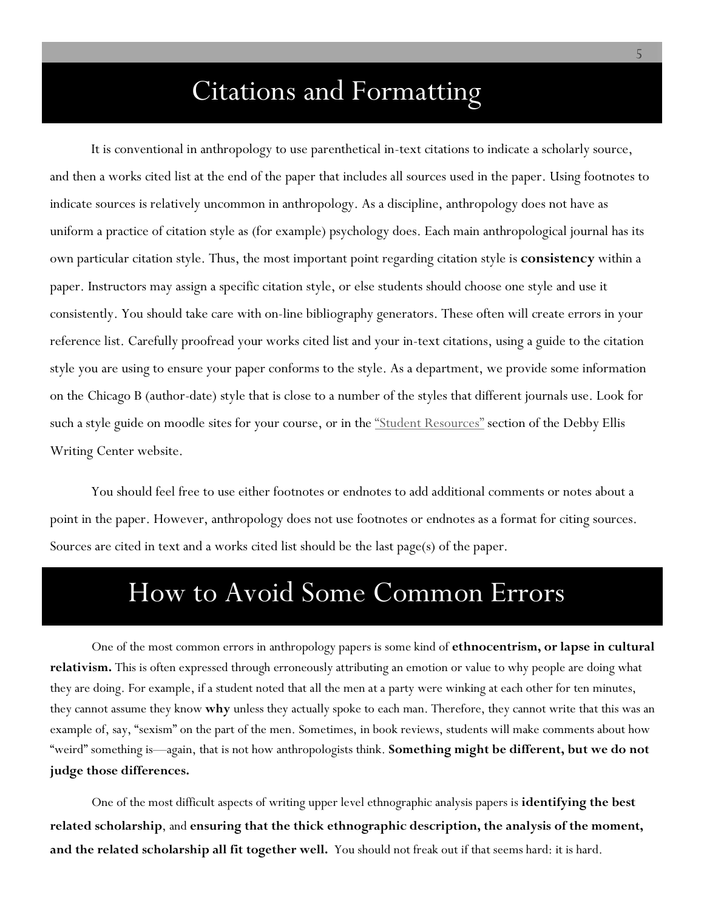# Citations and Formatting

It is conventional in anthropology to use parenthetical in-text citations to indicate a scholarly source, and then a works cited list at the end of the paper that includes all sources used in the paper. Using footnotes to indicate sources is relatively uncommon in anthropology. As a discipline, anthropology does not have as uniform a practice of citation style as (for example) psychology does. Each main anthropological journal has its own particular citation style. Thus, the most important point regarding citation style is **consistency** within a paper. Instructors may assign a specific citation style, or else students should choose one style and use it consistently. You should take care with on-line bibliography generators. These often will create errors in your reference list. Carefully proofread your works cited list and your in-text citations, using a guide to the citation style you are using to ensure your paper conforms to the style. As a department, we provide some information on the Chicago B (author-date) style that is close to a number of the styles that different journals use. Look for such a style guide on moodle sites for your course, or in the "Student Resources" section of the Debby Ellis Writing Center website.

You should feel free to use either footnotes or endnotes to add additional comments or notes about a point in the paper. However, anthropology does not use footnotes or endnotes as a format for citing sources. Sources are cited in text and a works cited list should be the last page(s) of the paper.

# How to Avoid Some Common Errors

One of the most common errors in anthropology papers is some kind of **ethnocentrism, or lapse in cultural relativism.** This is often expressed through erroneously attributing an emotion or value to why people are doing what they are doing. For example, if a student noted that all the men at a party were winking at each other for ten minutes, they cannot assume they know **why** unless they actually spoke to each man. Therefore, they cannot write that this was an example of, say, "sexism" on the part of the men. Sometimes, in book reviews, students will make comments about how "weird" something is—again, that is not how anthropologists think. **Something might be different, but we do not judge those differences.**

One of the most difficult aspects of writing upper level ethnographic analysis papers is **identifying the best related scholarship**, and **ensuring that the thick ethnographic description, the analysis of the moment, and the related scholarship all fit together well.** You should not freak out if that seems hard: it is hard.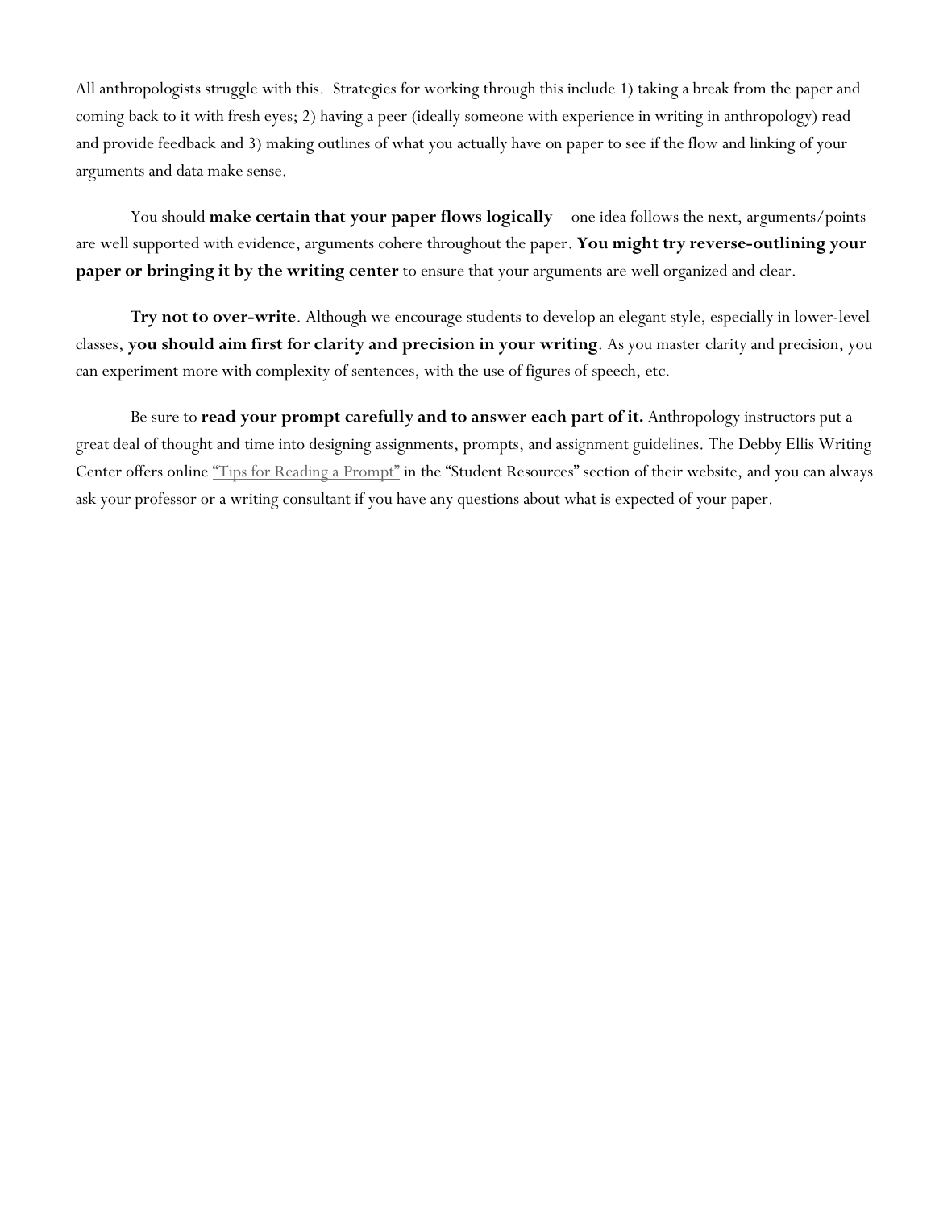All anthropologists struggle with this. Strategies for working through this include 1) taking a break from the paper and coming back to it with fresh eyes; 2) having a peer (ideally someone with experience in writing in anthropology) read and provide feedback and 3) making outlines of what you actually have on paper to see if the flow and linking of your arguments and data make sense.

You should **make certain that your paper flows logically**—one idea follows the next, arguments/points are well supported with evidence, arguments cohere throughout the paper. **You might try reverse-outlining your paper or bringing it by the writing center** to ensure that your arguments are well organized and clear.

**Try not to over-write**. Although we encourage students to develop an elegant style, especially in lower-level classes, **you should aim first for clarity and precision in your writing**. As you master clarity and precision, you can experiment more with complexity of sentences, with the use of figures of speech, etc.

Be sure to **read your prompt carefully and to answer each part of it.** Anthropology instructors put a great deal of thought and time into designing assignments, prompts, and assignment guidelines. The Debby Ellis Writing Center offers online "Tips for Reading a Prompt" in the "Student Resources" section of their website, and you can always ask your professor or a writing consultant if you have any questions about what is expected of your paper.